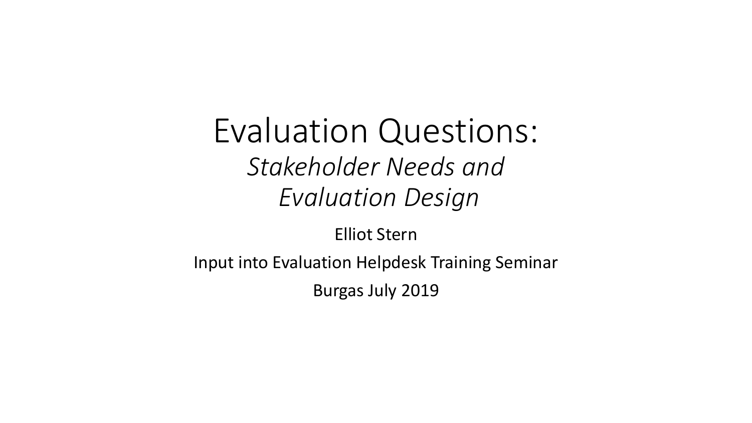# Evaluation Questions:

*Stakeholder Needs and Evaluation Design*

Elliot Stern

Input into Evaluation Helpdesk Training Seminar

Burgas July 2019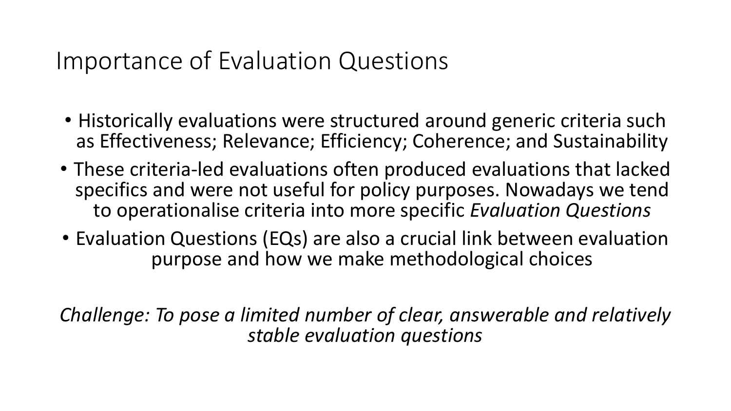# Importance of Evaluation Questions

- Historically evaluations were structured around generic criteria such as Effectiveness; Relevance; Efficiency; Coherence; and Sustainability
- These criteria-led evaluations often produced evaluations that lacked specifics and were not useful for policy purposes. Nowadays we tend to operationalise criteria into more specific *Evaluation Questions*
- Evaluation Questions (EQs) are also a crucial link between evaluation purpose and how we make methodological choices

*Challenge: To pose a limited number of clear, answerable and relatively stable evaluation questions*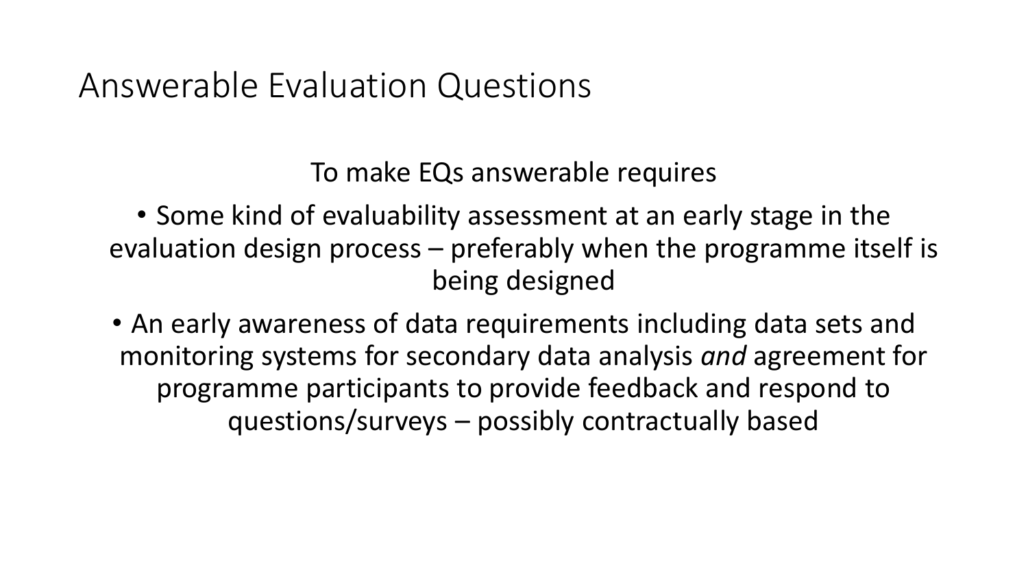# Answerable Evaluation Questions

To make EQs answerable requires

- Some kind of evaluability assessment at an early stage in the evaluation design process – preferably when the programme itself is being designed
- An early awareness of data requirements including data sets and monitoring systems for secondary data analysis *and* agreement for programme participants to provide feedback and respond to questions/surveys – possibly contractually based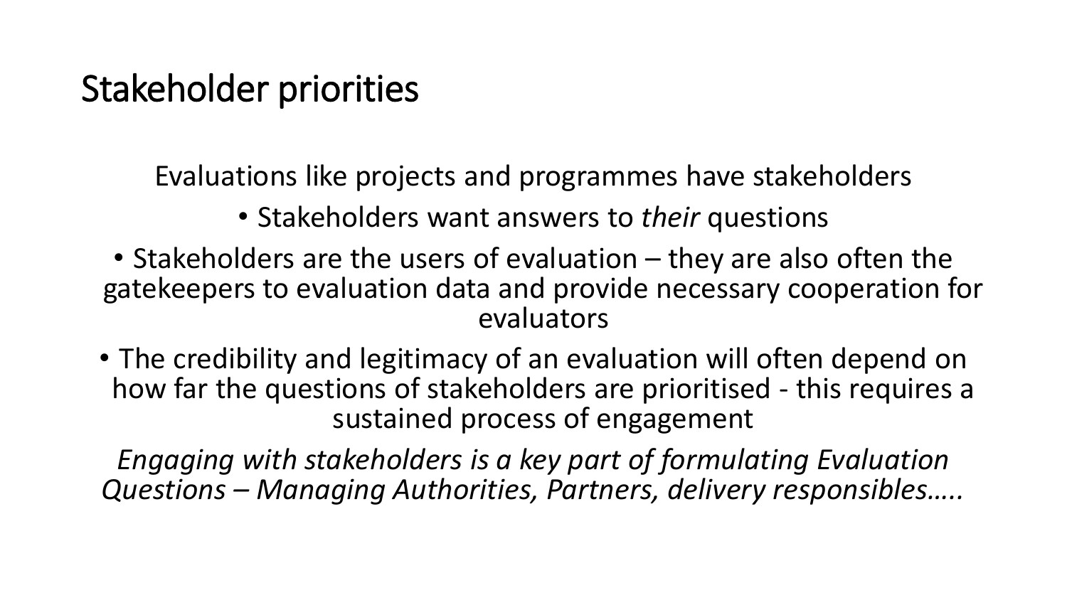# Stakeholder priorities

Evaluations like projects and programmes have stakeholders

- Stakeholders want answers to *their* questions
- Stakeholders are the users of evaluation – they are also often the gatekeepers to evaluation data and provide necessary cooperation for evaluators
- The credibility and legitimacy of an evaluation will often depend on how far the questions of stakeholders are prioritised - this requires a sustained process of engagement

*Engaging with stakeholders is a key part of formulating Evaluation Questions – Managing Authorities, Partners, delivery responsibles…..*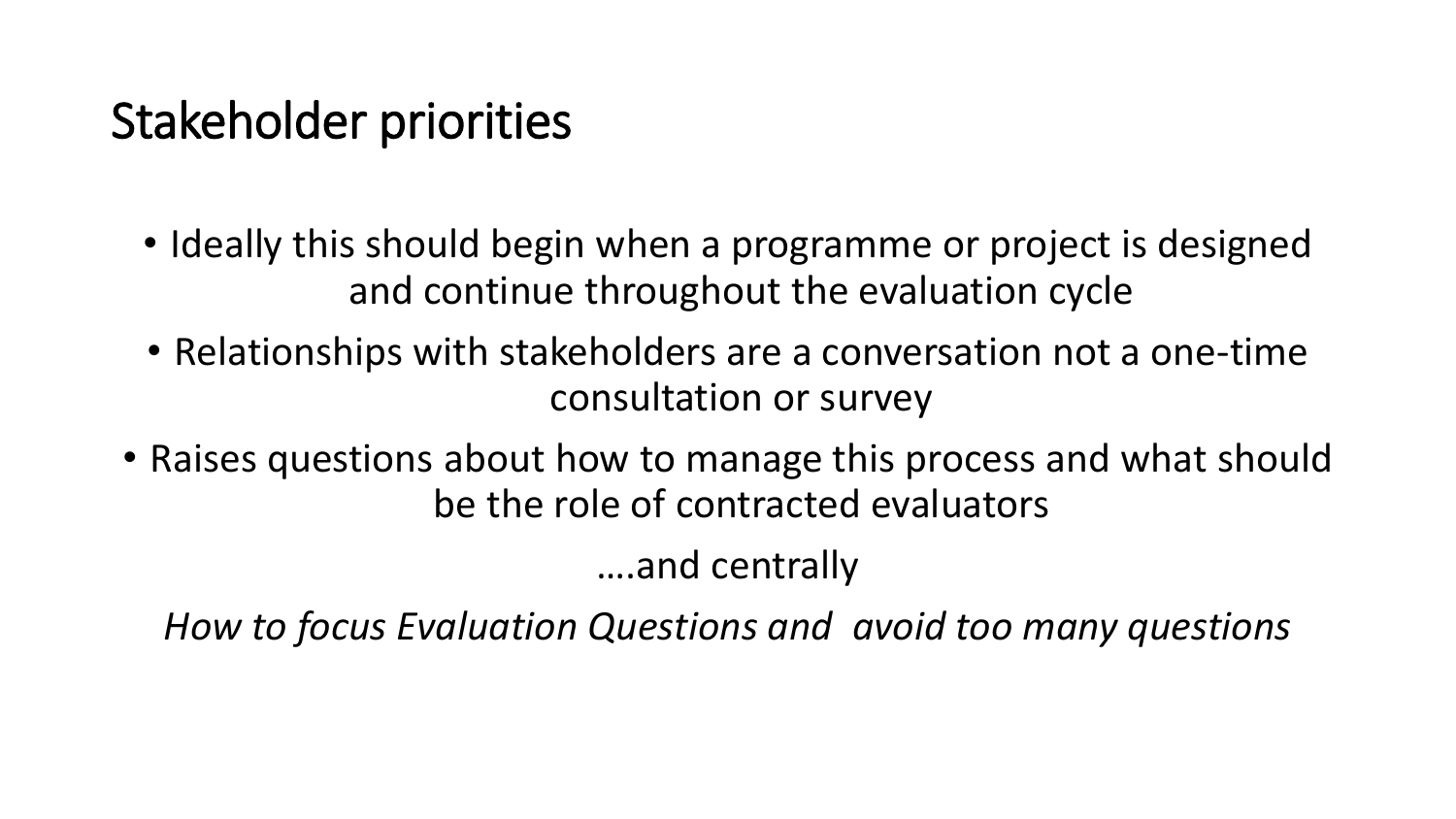# Stakeholder priorities

- Ideally this should begin when a programme or project is designed and continue throughout the evaluation cycle
- Relationships with stakeholders are a conversation not a one-time consultation or survey
- Raises questions about how to manage this process and what should be the role of contracted evaluators

….and centrally

*How to focus Evaluation Questions and avoid too many questions*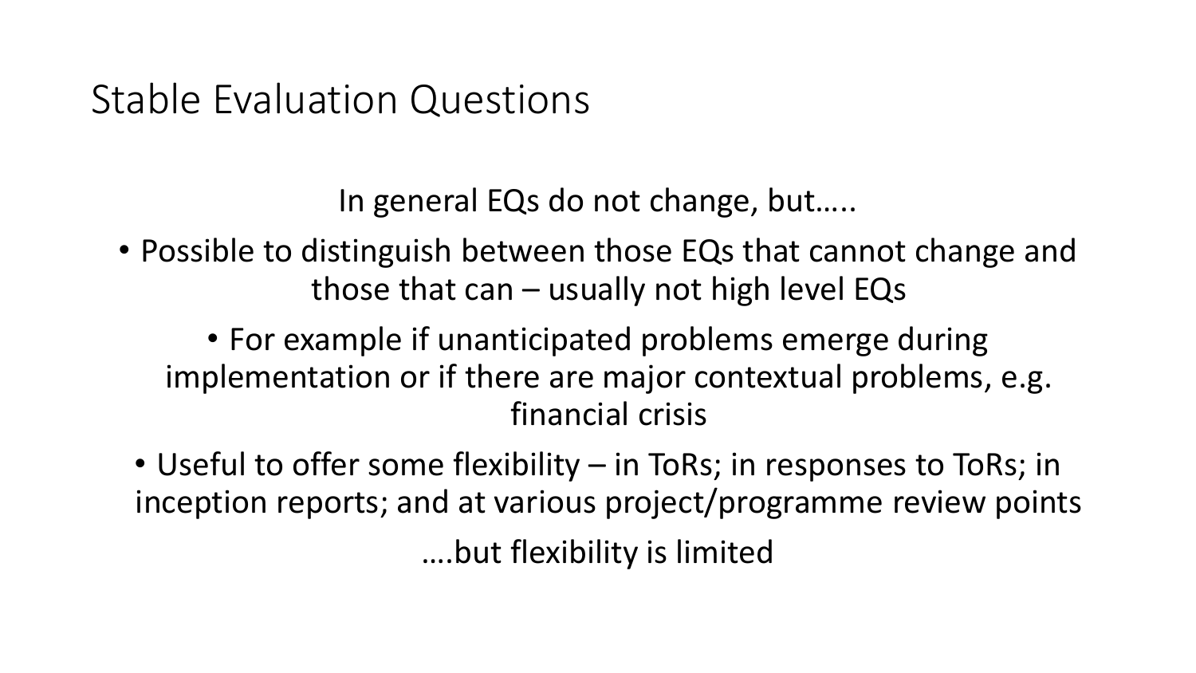# Stable Evaluation Questions

In general EQs do not change, but…..

- Possible to distinguish between those EQs that cannot change and those that can – usually not high level EQs
  - For example if unanticipated problems emerge during implementation or if there are major contextual problems, e.g. financial crisis
- Useful to offer some flexibility – in ToRs; in responses to ToRs; in inception reports; and at various project/programme review points

….but flexibility is limited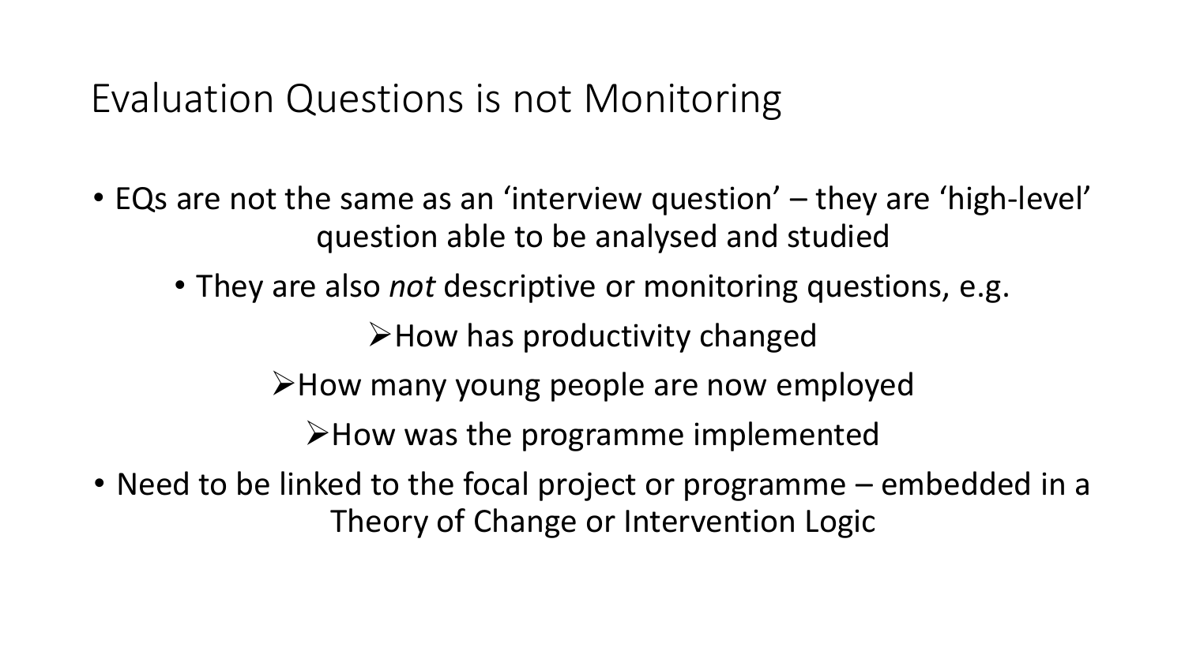# Evaluation Questions is not Monitoring

- EQs are not the same as an 'interview question' – they are 'high-level' question able to be analysed and studied
  - They are also *not* descriptive or monitoring questions, e.g.
    - How has productivity changed
    - How many young people are now employed
    - How was the programme implemented
- Need to be linked to the focal project or programme – embedded in a Theory of Change or Intervention Logic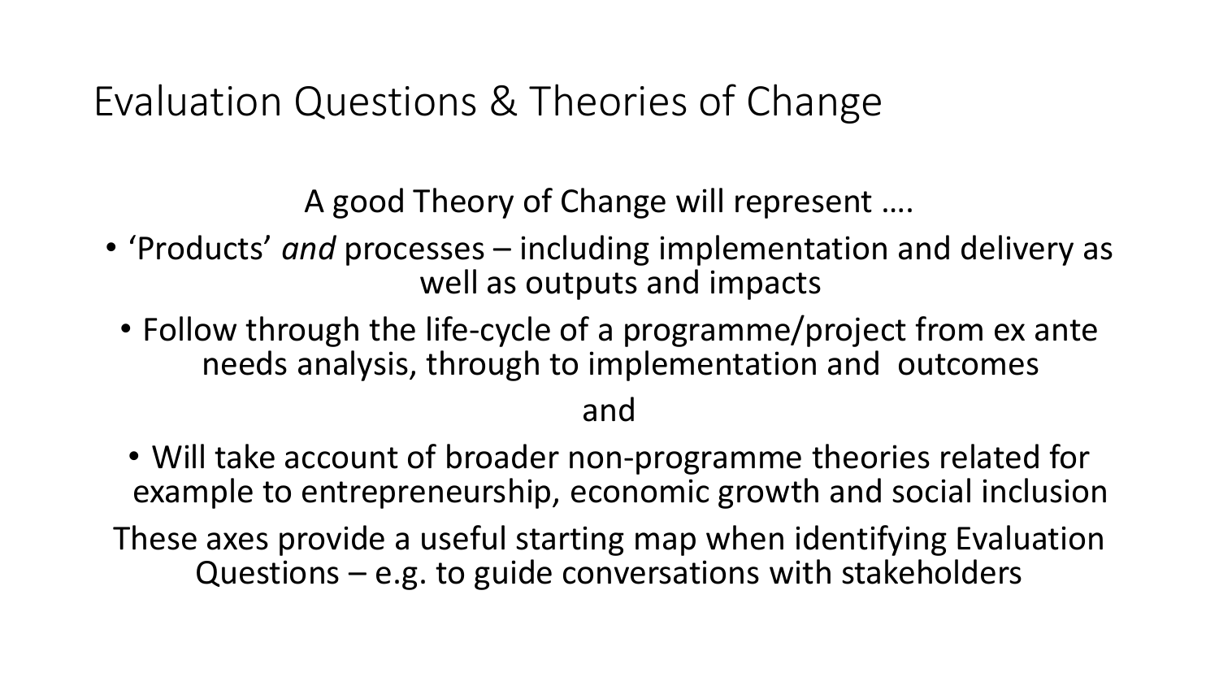# Evaluation Questions & Theories of Change

A good Theory of Change will represent ….

- 'Products' *and* processes – including implementation and delivery as well as outputs and impacts
- Follow through the life-cycle of a programme/project from ex ante needs analysis, through to implementation and outcomes

and

- Will take account of broader non-programme theories related for example to entrepreneurship, economic growth and social inclusion

These axes provide a useful starting map when identifying Evaluation Questions – e.g. to guide conversations with stakeholders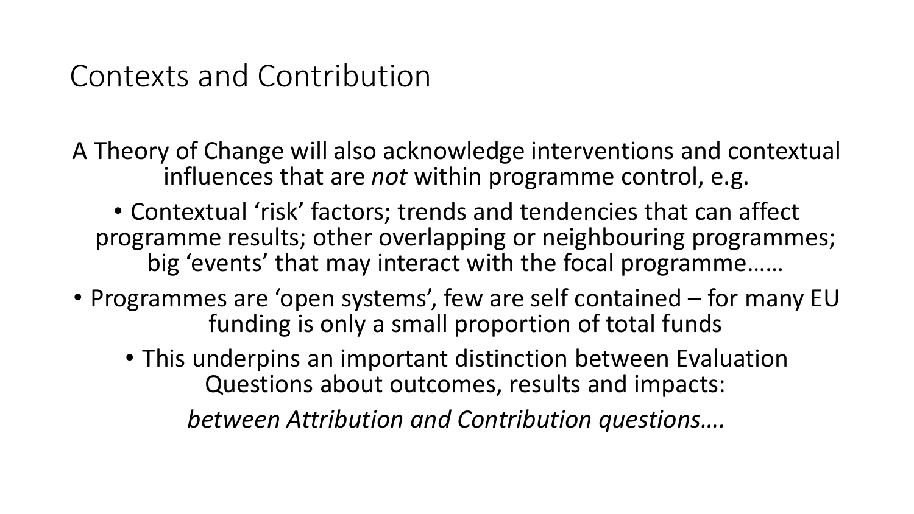# Contexts and Contribution

A Theory of Change will also acknowledge interventions and contextual influences that are *not* within programme control, e.g.

- Contextual 'risk' factors; trends and tendencies that can affect programme results; other overlapping or neighbouring programmes; big 'events' that may interact with the focal programme……

- Programmes are 'open systems', few are self contained – for many EU funding is only a small proportion of total funds
  - This underpins an important distinction between Evaluation Questions about outcomes, results and impacts:

*between Attribution and Contribution questions….*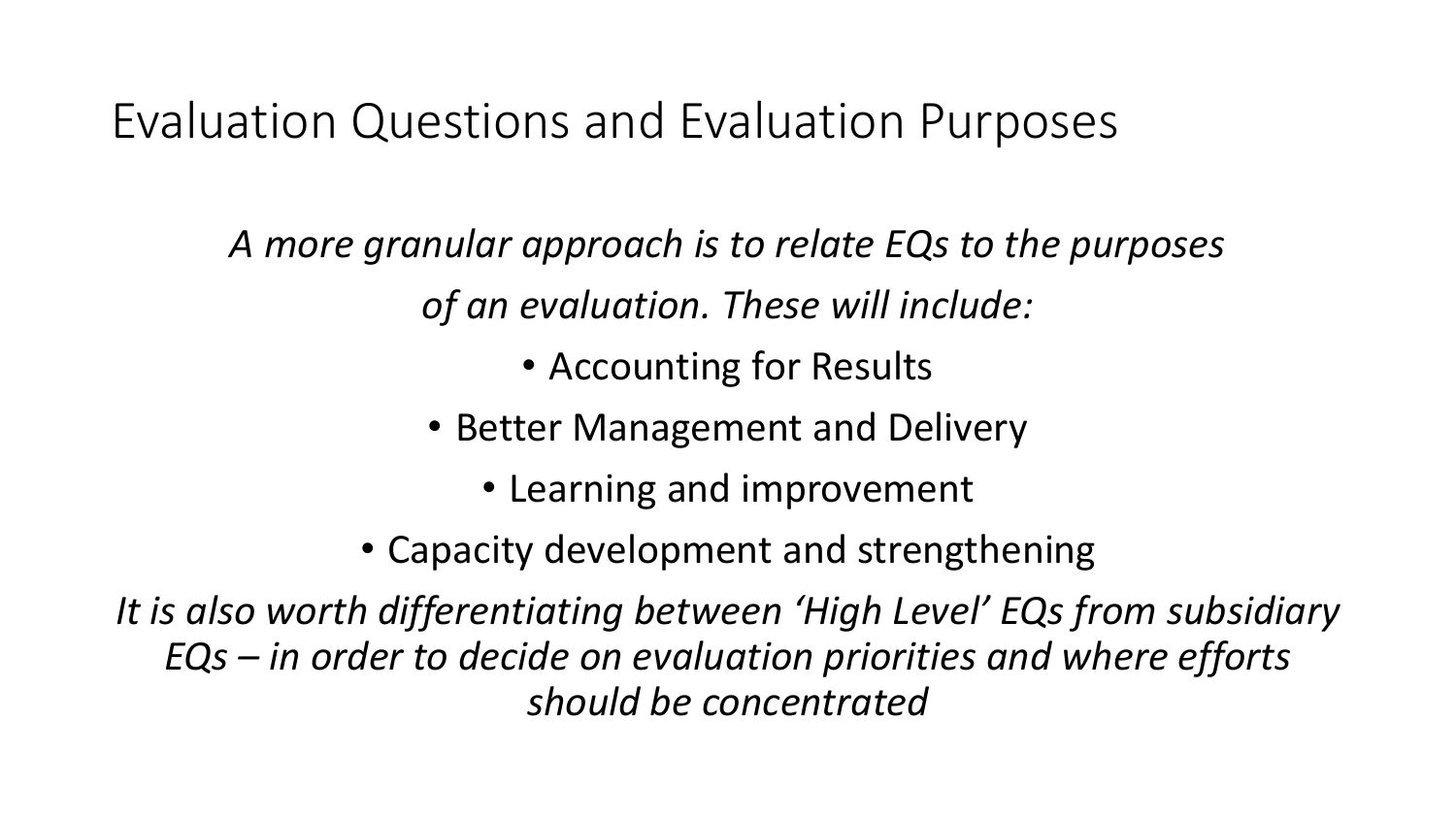# Evaluation Questions and Evaluation Purposes

*A more granular approach is to relate EQs to the purposes of an evaluation. These will include:*

- Accounting for Results
- Better Management and Delivery
- Learning and improvement
- Capacity development and strengthening

*It is also worth differentiating between 'High Level' EQs from subsidiary EQs – in order to decide on evaluation priorities and where efforts should be concentrated*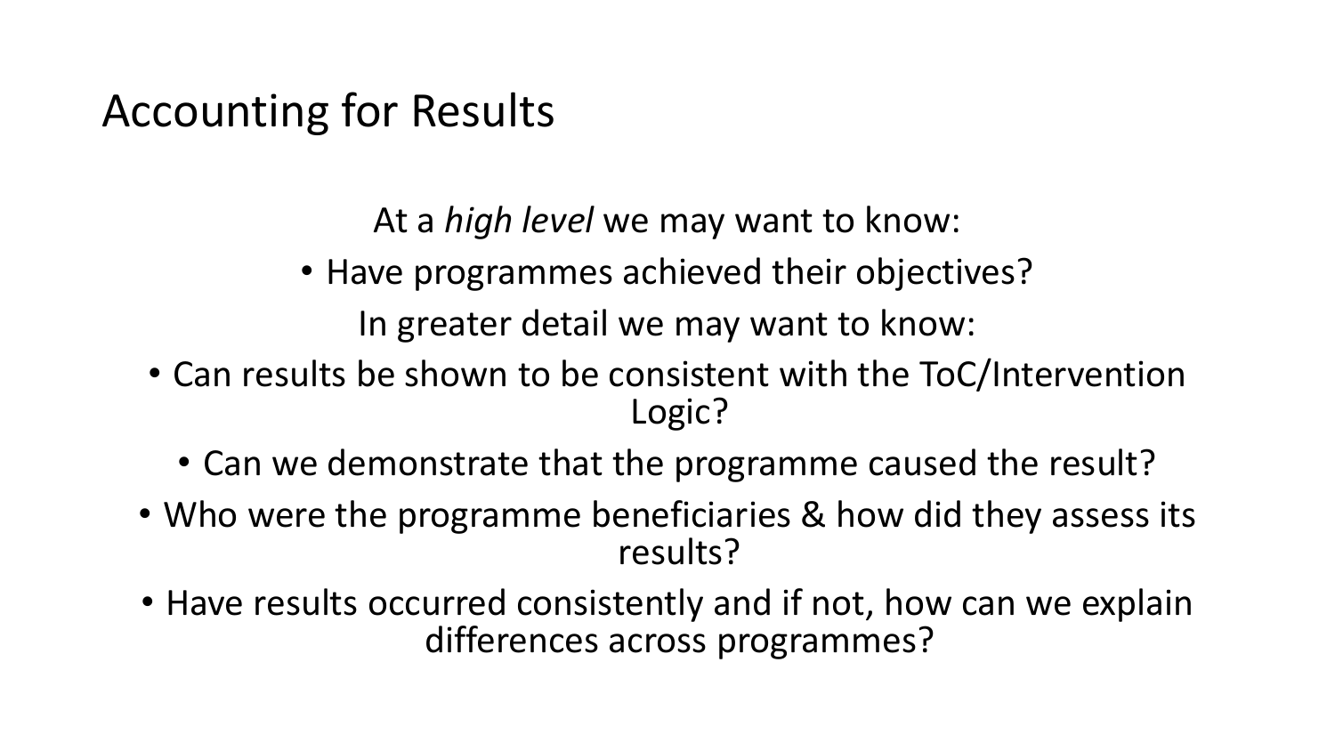# Accounting for Results

At a *high level* we may want to know:

- Have programmes achieved their objectives?

In greater detail we may want to know:

- Can results be shown to be consistent with the ToC/Intervention Logic?
- Can we demonstrate that the programme caused the result?
- Who were the programme beneficiaries & how did they assess its results?
- Have results occurred consistently and if not, how can we explain differences across programmes?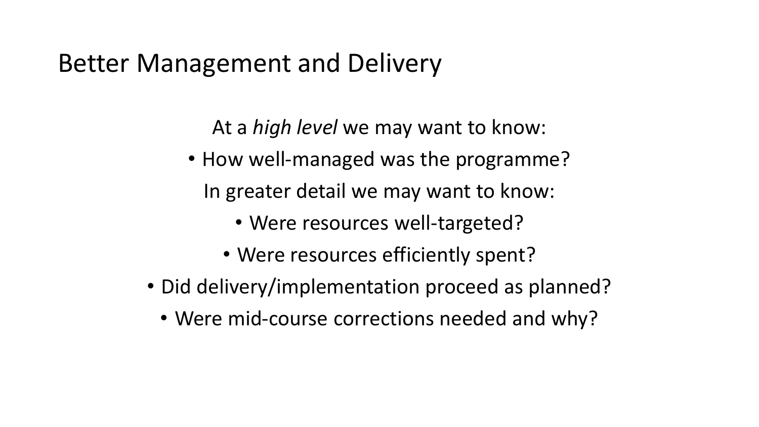# Better Management and Delivery

At a *high level* we may want to know:

- How well-managed was the programme?

In greater detail we may want to know:

- Were resources well-targeted?
- Were resources efficiently spent?
- Did delivery/implementation proceed as planned?
- Were mid-course corrections needed and why?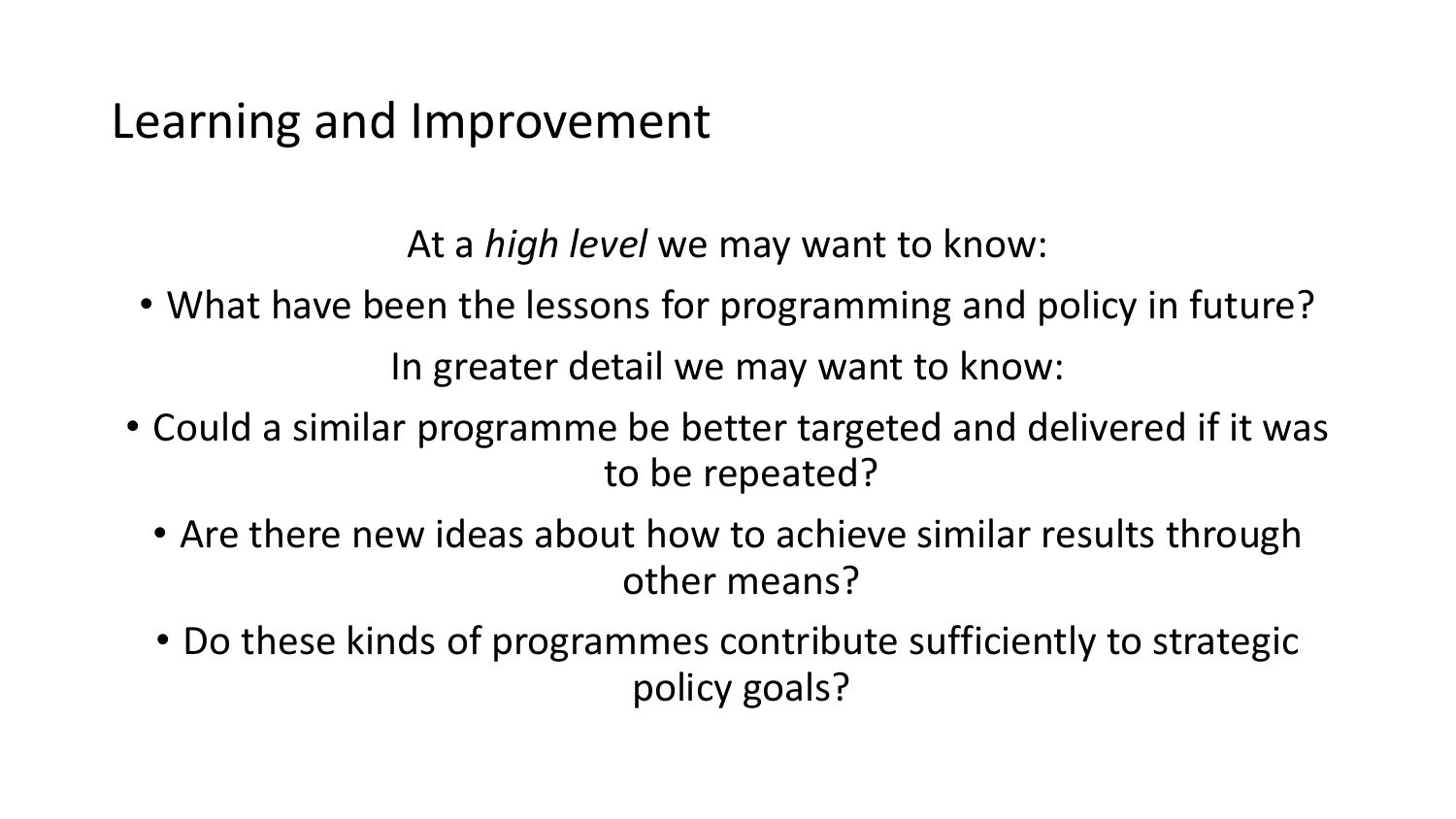# Learning and Improvement

At a *high level* we may want to know:

- What have been the lessons for programming and policy in future?

In greater detail we may want to know:

- Could a similar programme be better targeted and delivered if it was to be repeated?
- Are there new ideas about how to achieve similar results through other means?
- Do these kinds of programmes contribute sufficiently to strategic policy goals?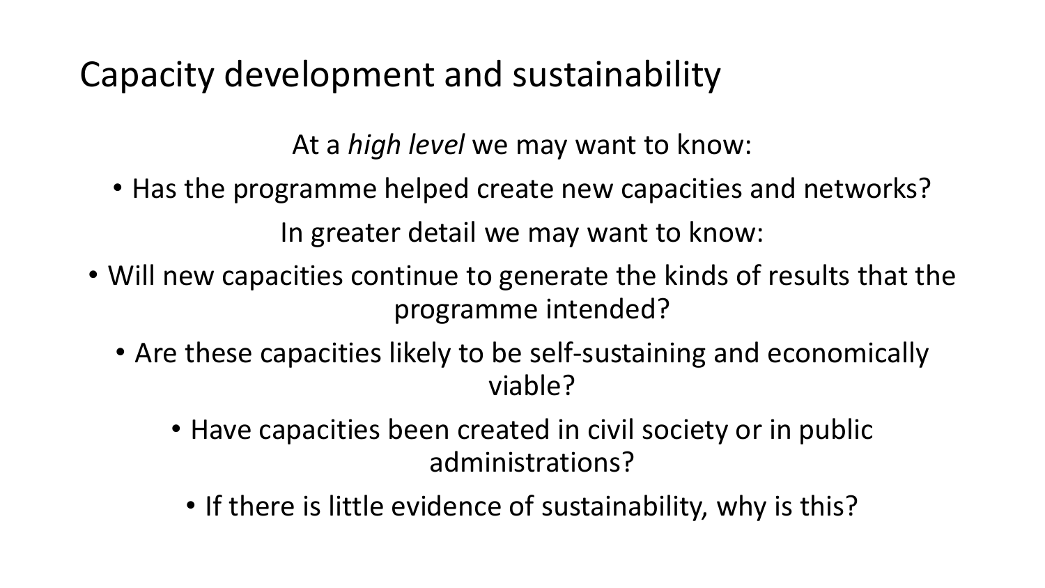# Capacity development and sustainability

At a *high level* we may want to know:

- Has the programme helped create new capacities and networks?

In greater detail we may want to know:

- Will new capacities continue to generate the kinds of results that the programme intended?
- Are these capacities likely to be self-sustaining and economically viable?
- Have capacities been created in civil society or in public administrations?
- If there is little evidence of sustainability, why is this?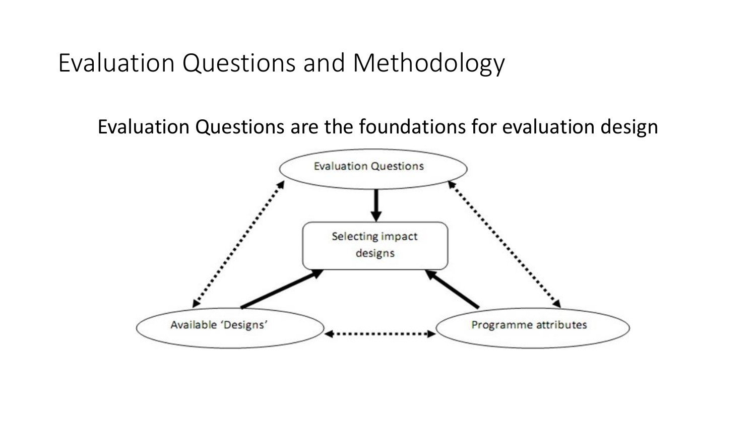# Evaluation Questions and Methodology

Evaluation Questions are the foundations for evaluation design

Evaluation Questions

Selecting impact designs

Available 'Designs'

Programme attributes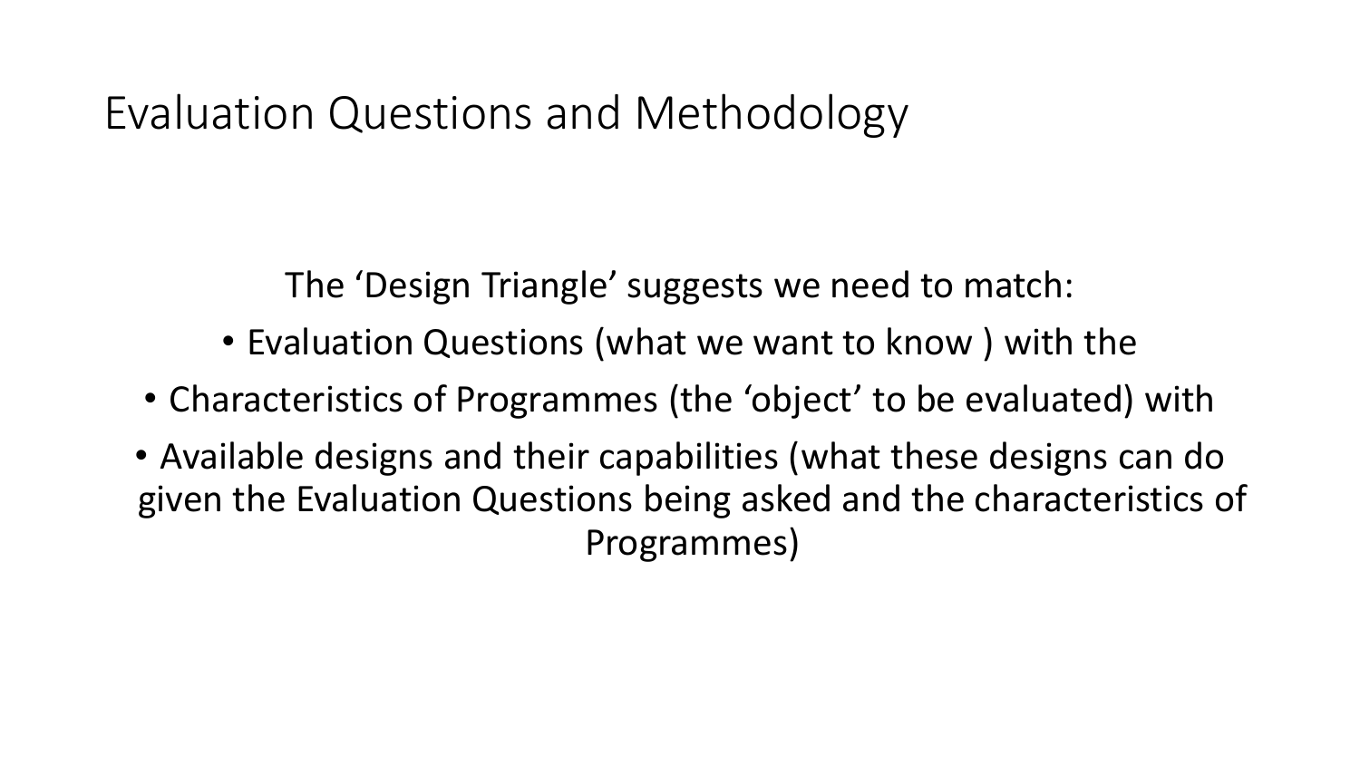# Evaluation Questions and Methodology

The 'Design Triangle' suggests we need to match:

- Evaluation Questions (what we want to know ) with the
- Characteristics of Programmes (the 'object' to be evaluated) with
- Available designs and their capabilities (what these designs can do given the Evaluation Questions being asked and the characteristics of Programmes)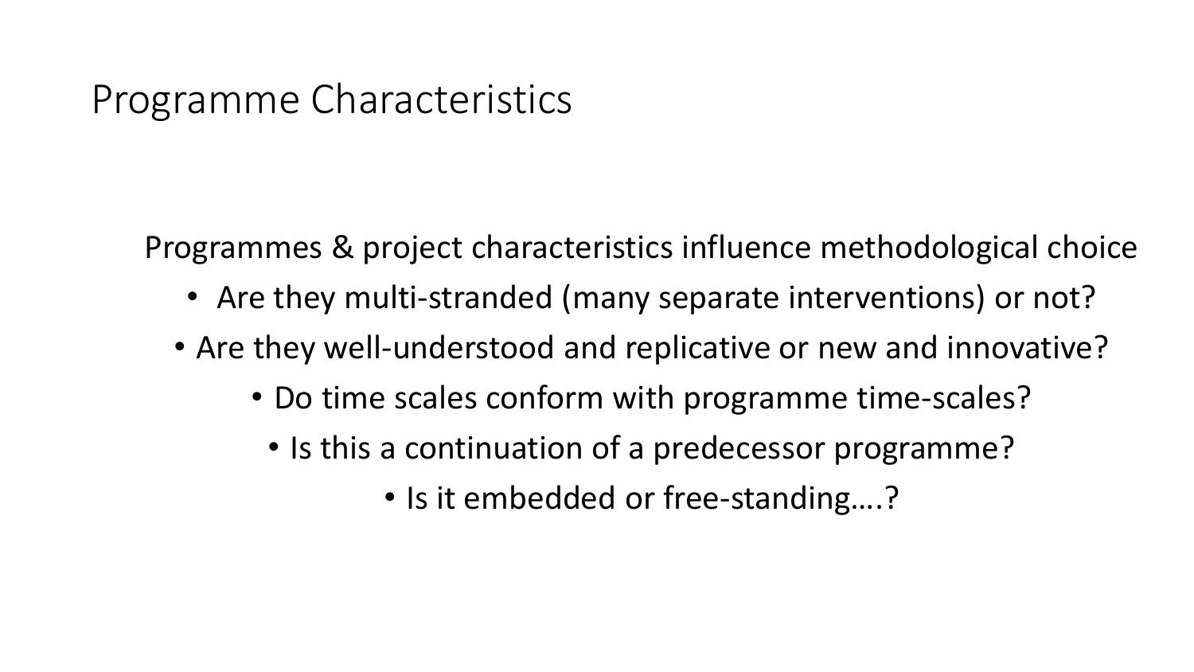# Programme Characteristics

Programmes & project characteristics influence methodological choice

- Are they multi-stranded (many separate interventions) or not?
- Are they well-understood and replicative or new and innovative?
- Do time scales conform with programme time-scales?
- Is this a continuation of a predecessor programme?
- Is it embedded or free-standing….?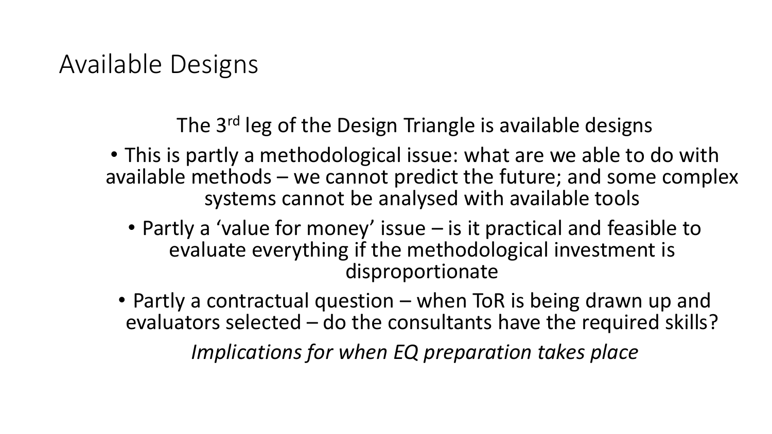# Available Designs

The 3rd leg of the Design Triangle is available designs

- This is partly a methodological issue: what are we able to do with available methods – we cannot predict the future; and some complex systems cannot be analysed with available tools
- Partly a 'value for money' issue – is it practical and feasible to evaluate everything if the methodological investment is disproportionate
- Partly a contractual question – when ToR is being drawn up and evaluators selected – do the consultants have the required skills?

*Implications for when EQ preparation takes place*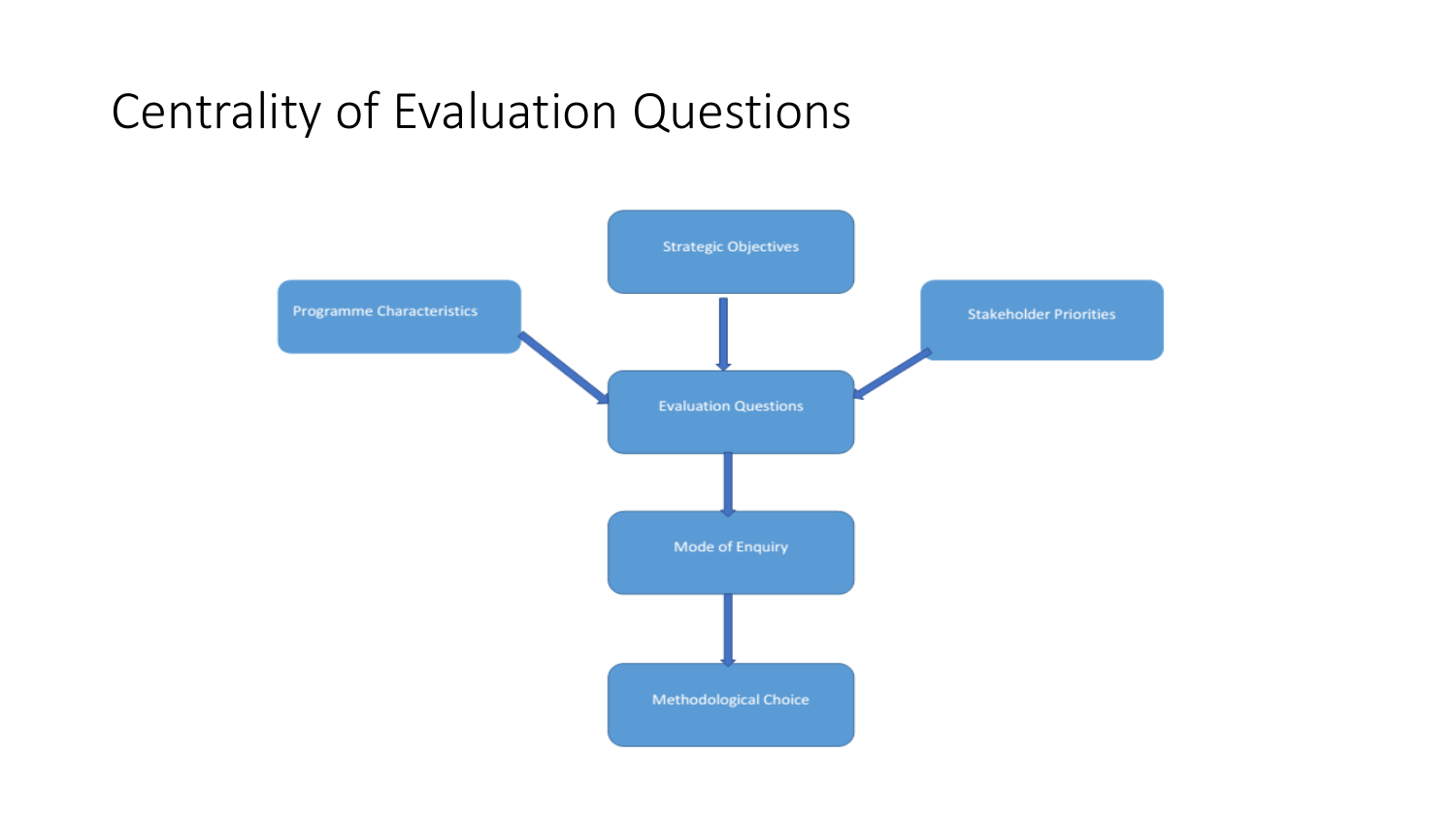# Centrality of Evaluation Questions

Strategic Objectives

Programme Characteristics

Stakeholder Priorities

Evaluation Questions

Mode of Enquiry

Methodological Choice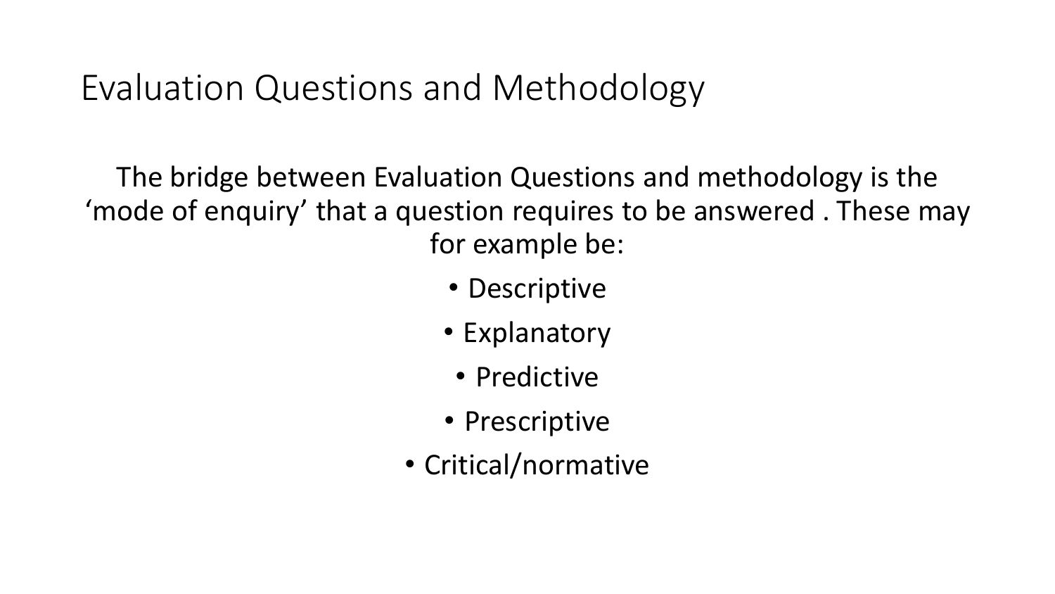# Evaluation Questions and Methodology

The bridge between Evaluation Questions and methodology is the 'mode of enquiry' that a question requires to be answered . These may for example be:

- Descriptive
- Explanatory
- Predictive
- Prescriptive
- Critical/normative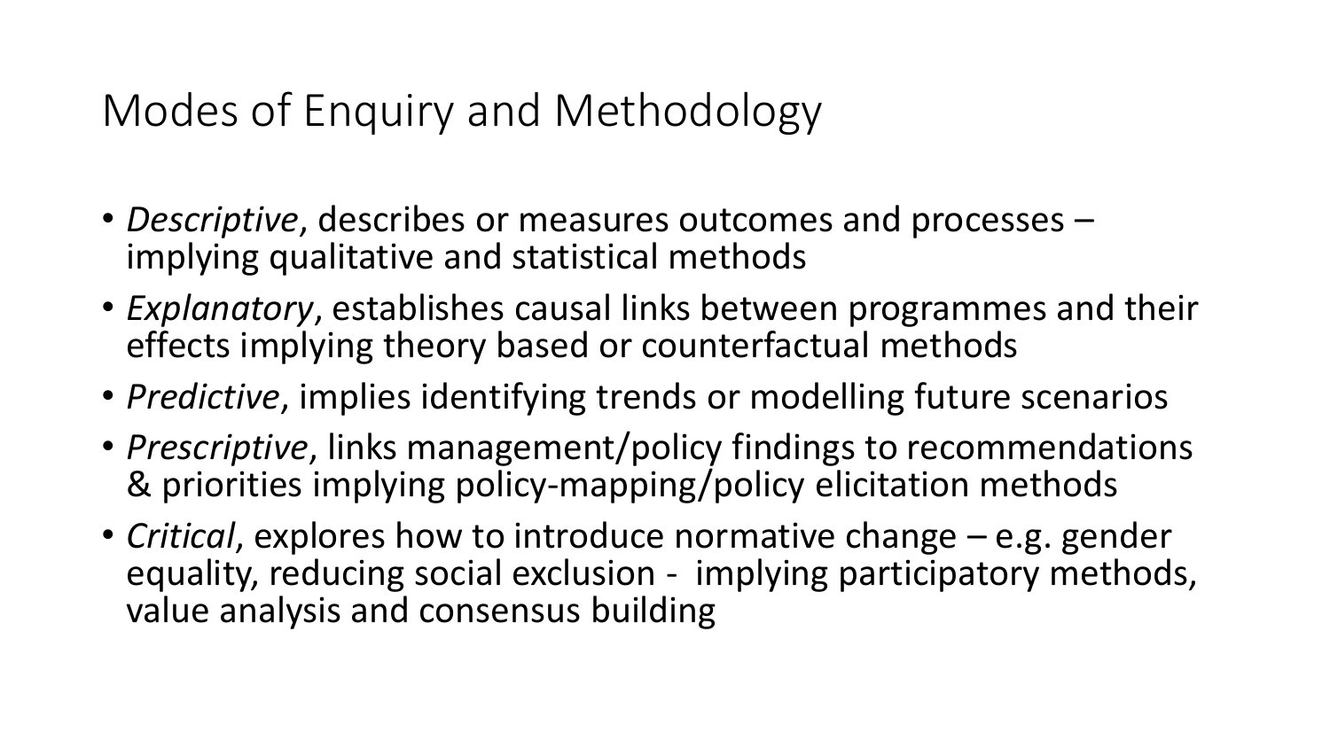# Modes of Enquiry and Methodology

- *Descriptive*, describes or measures outcomes and processes – implying qualitative and statistical methods
- *Explanatory*, establishes causal links between programmes and their effects implying theory based or counterfactual methods
- *Predictive*, implies identifying trends or modelling future scenarios
- *Prescriptive*, links management/policy findings to recommendations & priorities implying policy-mapping/policy elicitation methods
- *Critical*, explores how to introduce normative change – e.g. gender equality, reducing social exclusion - implying participatory methods, value analysis and consensus building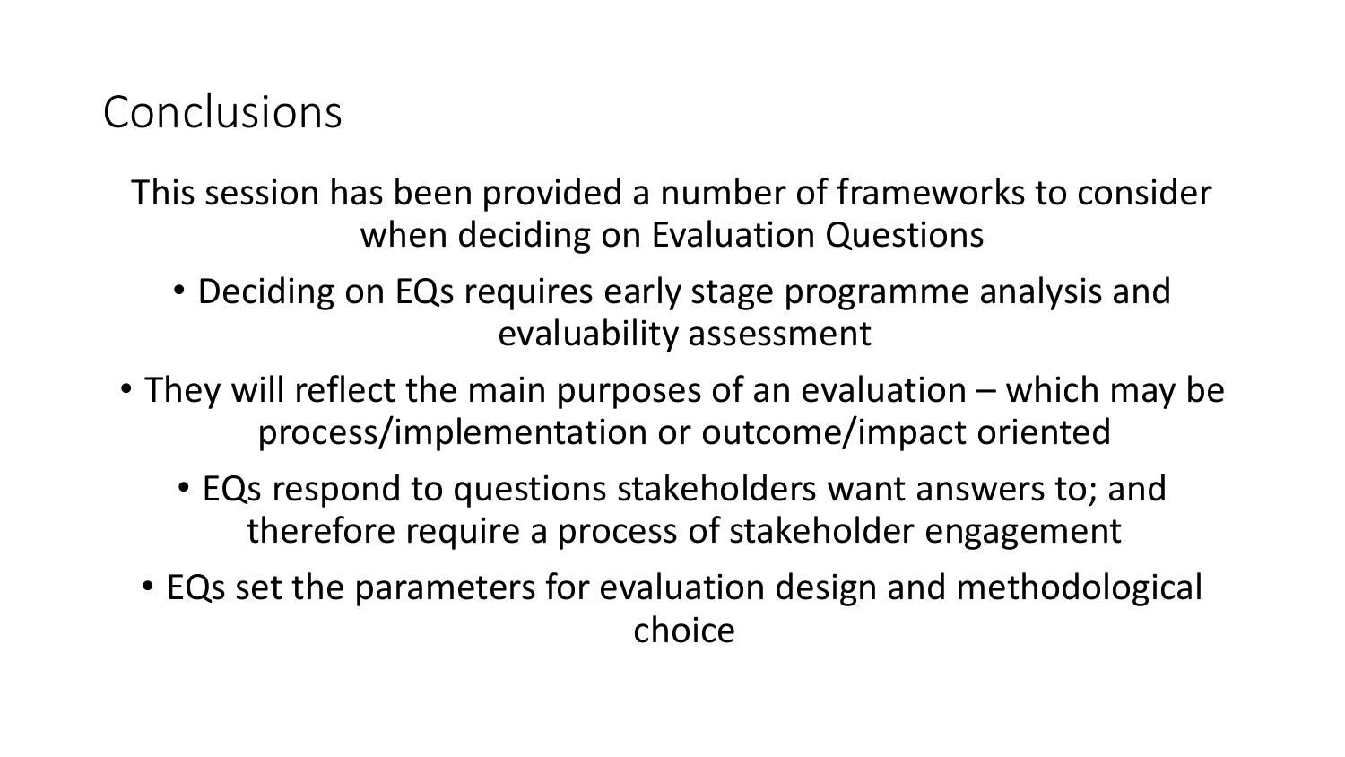# Conclusions

This session has been provided a number of frameworks to consider when deciding on Evaluation Questions

- Deciding on EQs requires early stage programme analysis and evaluability assessment
- They will reflect the main purposes of an evaluation – which may be process/implementation or outcome/impact oriented
- EQs respond to questions stakeholders want answers to; and therefore require a process of stakeholder engagement
- EQs set the parameters for evaluation design and methodological choice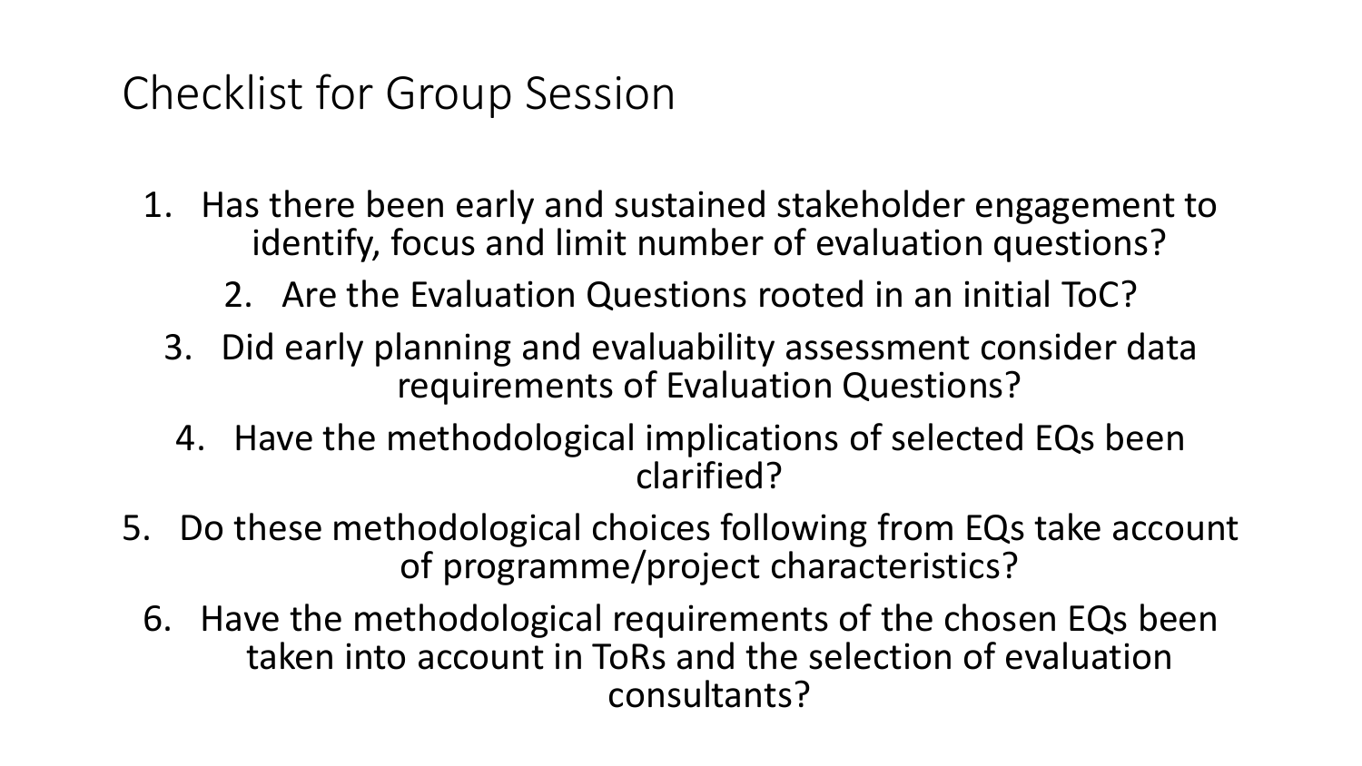# Checklist for Group Session

1. Has there been early and sustained stakeholder engagement to identify, focus and limit number of evaluation questions?
2. Are the Evaluation Questions rooted in an initial ToC?
3. Did early planning and evaluability assessment consider data requirements of Evaluation Questions?
4. Have the methodological implications of selected EQs been clarified?
5. Do these methodological choices following from EQs take account of programme/project characteristics?
6. Have the methodological requirements of the chosen EQs been taken into account in ToRs and the selection of evaluation consultants?